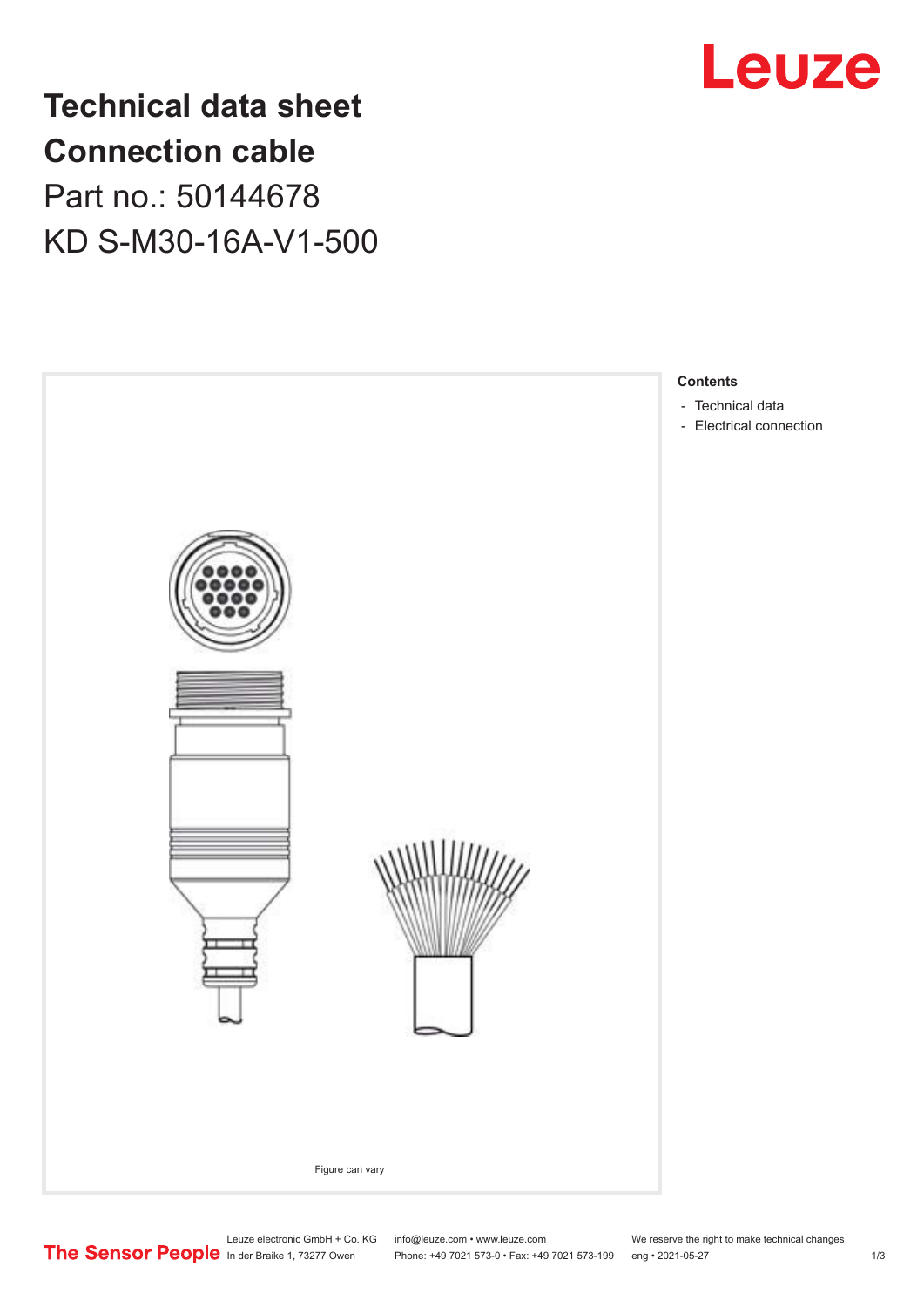# Technical data sheet
# Connection cable

Part no.: 50144678

KD S-M30-16A-V1-500

Figure can vary

**Contents**

- Technical data
- Electrical connection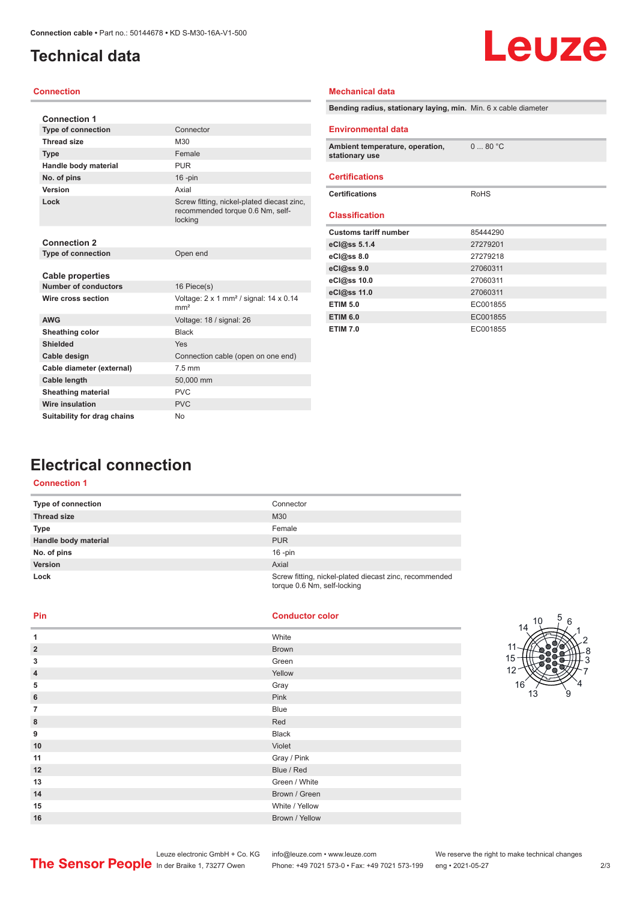# Technical data

## Connection

| Connection 1 | |
|---|---|
| Type of connection | Connector |
| Thread size | M30 |
| Type | Female |
| Handle body material | PUR |
| No. of pins | 16 -pin |
| Version | Axial |
| Lock | Screw fitting, nickel-plated diecast zinc, recommended torque 0.6 Nm, self-locking |

| Connection 2 | |
|---|---|
| Type of connection | Open end |

| Cable properties | |
|---|---|
| Number of conductors | 16 Piece(s) |
| Wire cross section | Voltage: 2 x 1 mm² / signal: 14 x 0.14 mm² |
| AWG | Voltage: 18 / signal: 26 |
| Sheathing color | Black |
| Shielded | Yes |
| Cable design | Connection cable (open on one end) |
| Cable diameter (external) | 7.5 mm |
| Cable length | 50,000 mm |
| Sheathing material | PVC |
| Wire insulation | PVC |
| Suitability for drag chains | No |

## Mechanical data

| | |
|---|---|
| Bending radius, stationary laying, min. | Min. 6 x cable diameter |

## Environmental data

| | |
|---|---|
| Ambient temperature, operation, stationary use | 0 ... 80 °C |

## Certifications

| | |
|---|---|
| Certifications | RoHS |

## Classification

| | |
|---|---|
| Customs tariff number | 85444290 |
| eCl@ss 5.1.4 | 27279201 |
| eCl@ss 8.0 | 27279218 |
| eCl@ss 9.0 | 27060311 |
| eCl@ss 10.0 | 27060311 |
| eCl@ss 11.0 | 27060311 |
| ETIM 5.0 | EC001855 |
| ETIM 6.0 | EC001855 |
| ETIM 7.0 | EC001855 |

# Electrical connection

## Connection 1

| | |
|---|---|
| Type of connection | Connector |
| Thread size | M30 |
| Type | Female |
| Handle body material | PUR |
| No. of pins | 16 -pin |
| Version | Axial |
| Lock | Screw fitting, nickel-plated diecast zinc, recommended torque 0.6 Nm, self-locking |

| Pin | Conductor color |
|---|---|
| 1 | White |
| 2 | Brown |
| 3 | Green |
| 4 | Yellow |
| 5 | Gray |
| 6 | Pink |
| 7 | Blue |
| 8 | Red |
| 9 | Black |
| 10 | Violet |
| 11 | Gray / Pink |
| 12 | Blue / Red |
| 13 | Green / White |
| 14 | Brown / Green |
| 15 | White / Yellow |
| 16 | Brown / Yellow |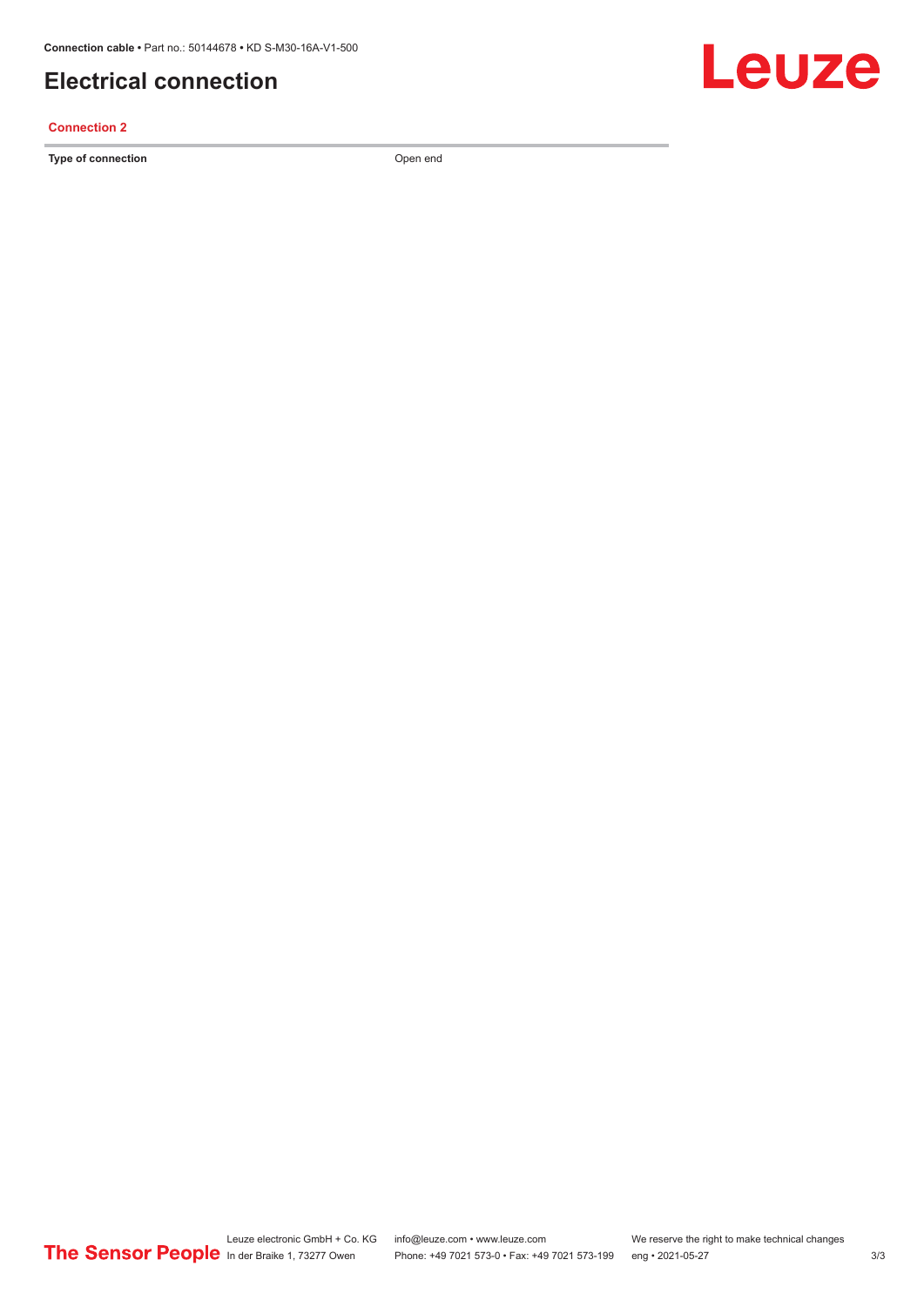# Electrical connection

### Connection 2

| | |
|---|---|
| **Type of connection** | Open end |